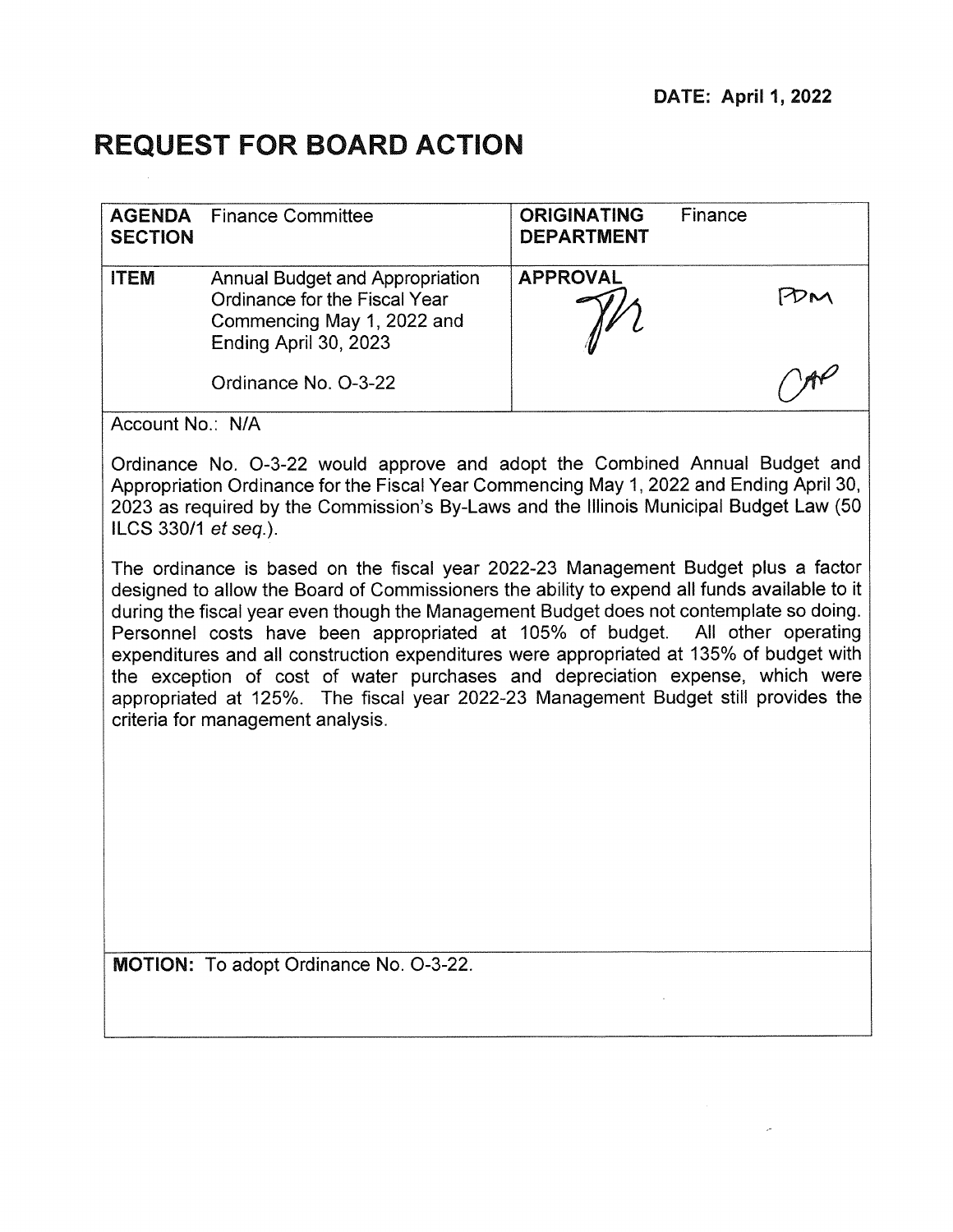DATE: April 1, 2022

# REQUEST FOR BOARD ACTION

| **AGENDA SECTION** | Finance Committee | **ORIGINATING DEPARTMENT** | Finance |
|---|---|---|---|
| **ITEM** | Annual Budget and Appropriation Ordinance for the Fiscal Year Commencing May 1, 2022 and Ending April 30, 2023<br><br>Ordinance No. O-3-22 | **APPROVAL** | PDM<br><br>CAP |

Account No.: N/A

Ordinance No. O-3-22 would approve and adopt the Combined Annual Budget and Appropriation Ordinance for the Fiscal Year Commencing May 1, 2022 and Ending April 30, 2023 as required by the Commission's By-Laws and the Illinois Municipal Budget Law (50 ILCS 330/1 *et seq.*).

The ordinance is based on the fiscal year 2022-23 Management Budget plus a factor designed to allow the Board of Commissioners the ability to expend all funds available to it during the fiscal year even though the Management Budget does not contemplate so doing. Personnel costs have been appropriated at 105% of budget. All other operating expenditures and all construction expenditures were appropriated at 135% of budget with the exception of cost of water purchases and depreciation expense, which were appropriated at 125%. The fiscal year 2022-23 Management Budget still provides the criteria for management analysis.

**MOTION:** To adopt Ordinance No. O-3-22.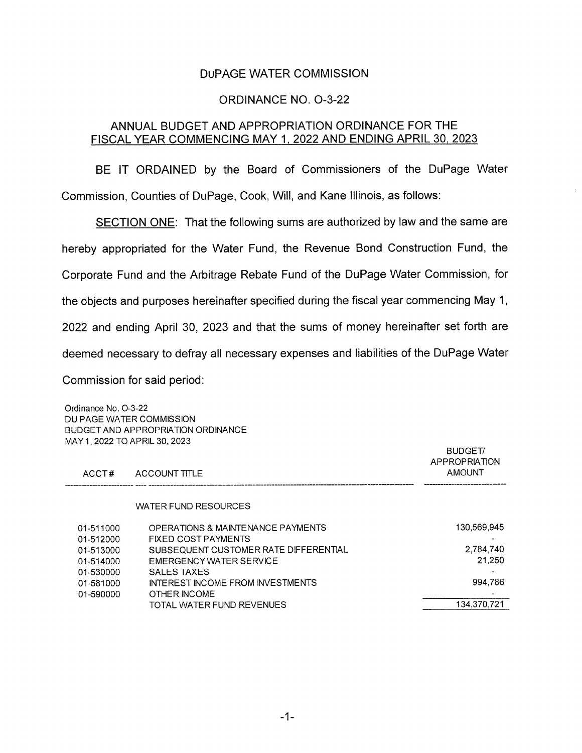# DuPAGE WATER COMMISSION

## ORDINANCE NO. O-3-22

## ANNUAL BUDGET AND APPROPRIATION ORDINANCE FOR THE FISCAL YEAR COMMENCING MAY 1, 2022 AND ENDING APRIL 30, 2023

BE IT ORDAINED by the Board of Commissioners of the DuPage Water Commission, Counties of DuPage, Cook, Will, and Kane Illinois, as follows:

SECTION ONE: That the following sums are authorized by law and the same are hereby appropriated for the Water Fund, the Revenue Bond Construction Fund, the Corporate Fund and the Arbitrage Rebate Fund of the DuPage Water Commission, for the objects and purposes hereinafter specified during the fiscal year commencing May 1, 2022 and ending April 30, 2023 and that the sums of money hereinafter set forth are deemed necessary to defray all necessary expenses and liabilities of the DuPage Water Commission for said period:

Ordinance No. O-3-22
DU PAGE WATER COMMISSION
BUDGET AND APPROPRIATION ORDINANCE
MAY 1, 2022 TO APRIL 30, 2023

| ACCT# | ACCOUNT TITLE | BUDGET/ APPROPRIATION AMOUNT |
|---|---|---|
| | WATER FUND RESOURCES | |
| 01-511000 | OPERATIONS & MAINTENANCE PAYMENTS | 130,569,945 |
| 01-512000 | FIXED COST PAYMENTS | - |
| 01-513000 | SUBSEQUENT CUSTOMER RATE DIFFERENTIAL | 2,784,740 |
| 01-514000 | EMERGENCY WATER SERVICE | 21,250 |
| 01-530000 | SALES TAXES | - |
| 01-581000 | INTEREST INCOME FROM INVESTMENTS | 994,786 |
| 01-590000 | OTHER INCOME | - |
| | TOTAL WATER FUND REVENUES | 134,370,721 |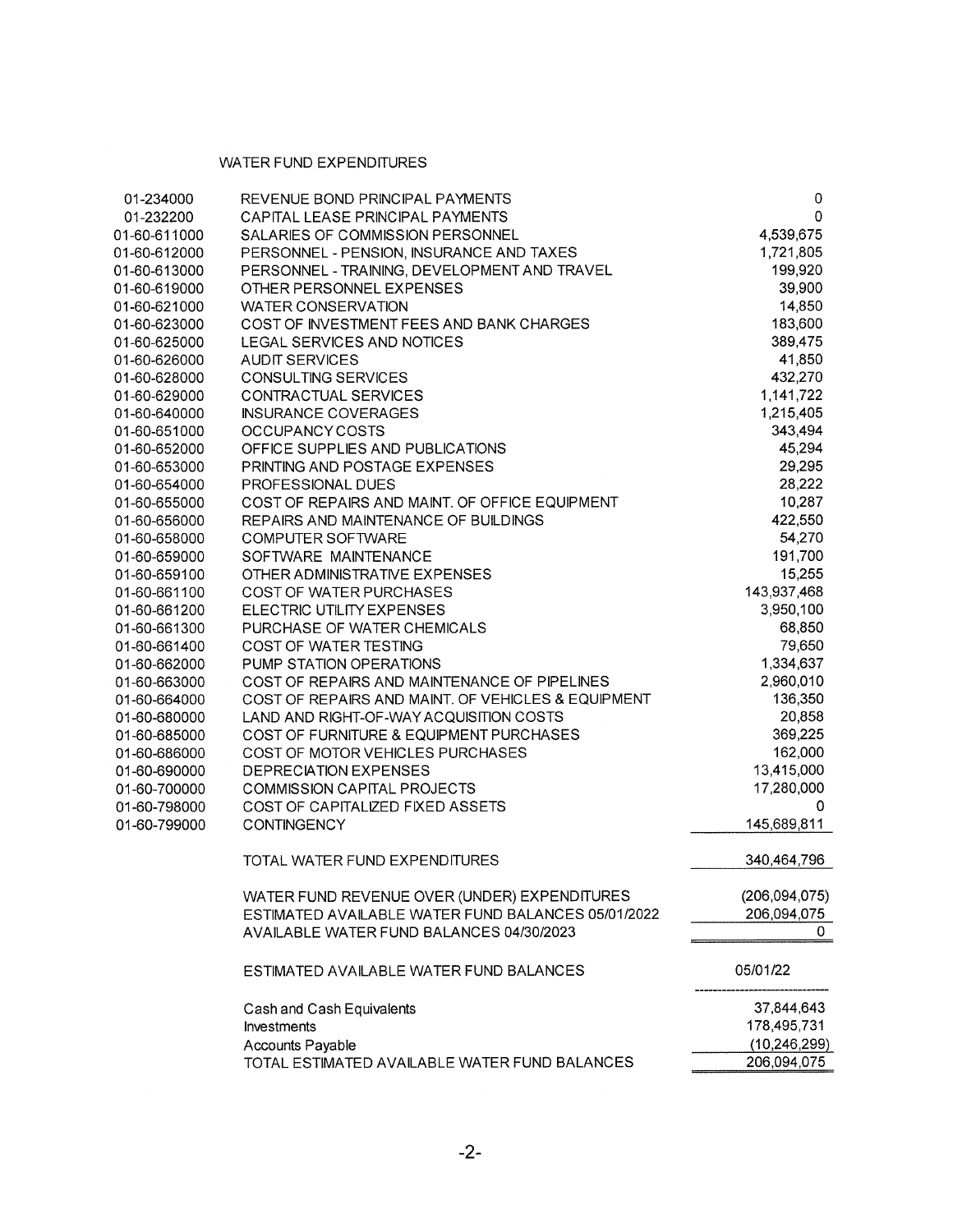## WATER FUND EXPENDITURES

| Account | Description | Amount |
|---|---|---|
| 01-234000 | REVENUE BOND PRINCIPAL PAYMENTS | 0 |
| 01-232200 | CAPITAL LEASE PRINCIPAL PAYMENTS | 0 |
| 01-60-611000 | SALARIES OF COMMISSION PERSONNEL | 4,539,675 |
| 01-60-612000 | PERSONNEL - PENSION, INSURANCE AND TAXES | 1,721,805 |
| 01-60-613000 | PERSONNEL - TRAINING, DEVELOPMENT AND TRAVEL | 199,920 |
| 01-60-619000 | OTHER PERSONNEL EXPENSES | 39,900 |
| 01-60-621000 | WATER CONSERVATION | 14,850 |
| 01-60-623000 | COST OF INVESTMENT FEES AND BANK CHARGES | 183,600 |
| 01-60-625000 | LEGAL SERVICES AND NOTICES | 389,475 |
| 01-60-626000 | AUDIT SERVICES | 41,850 |
| 01-60-628000 | CONSULTING SERVICES | 432,270 |
| 01-60-629000 | CONTRACTUAL SERVICES | 1,141,722 |
| 01-60-640000 | INSURANCE COVERAGES | 1,215,405 |
| 01-60-651000 | OCCUPANCY COSTS | 343,494 |
| 01-60-652000 | OFFICE SUPPLIES AND PUBLICATIONS | 45,294 |
| 01-60-653000 | PRINTING AND POSTAGE EXPENSES | 29,295 |
| 01-60-654000 | PROFESSIONAL DUES | 28,222 |
| 01-60-655000 | COST OF REPAIRS AND MAINT. OF OFFICE EQUIPMENT | 10,287 |
| 01-60-656000 | REPAIRS AND MAINTENANCE OF BUILDINGS | 422,550 |
| 01-60-658000 | COMPUTER SOFTWARE | 54,270 |
| 01-60-659000 | SOFTWARE MAINTENANCE | 191,700 |
| 01-60-659100 | OTHER ADMINISTRATIVE EXPENSES | 15,255 |
| 01-60-661100 | COST OF WATER PURCHASES | 143,937,468 |
| 01-60-661200 | ELECTRIC UTILITY EXPENSES | 3,950,100 |
| 01-60-661300 | PURCHASE OF WATER CHEMICALS | 68,850 |
| 01-60-661400 | COST OF WATER TESTING | 79,650 |
| 01-60-662000 | PUMP STATION OPERATIONS | 1,334,637 |
| 01-60-663000 | COST OF REPAIRS AND MAINTENANCE OF PIPELINES | 2,960,010 |
| 01-60-664000 | COST OF REPAIRS AND MAINT. OF VEHICLES & EQUIPMENT | 136,350 |
| 01-60-680000 | LAND AND RIGHT-OF-WAY ACQUISITION COSTS | 20,858 |
| 01-60-685000 | COST OF FURNITURE & EQUIPMENT PURCHASES | 369,225 |
| 01-60-686000 | COST OF MOTOR VEHICLES PURCHASES | 162,000 |
| 01-60-690000 | DEPRECIATION EXPENSES | 13,415,000 |
| 01-60-700000 | COMMISSION CAPITAL PROJECTS | 17,280,000 |
| 01-60-798000 | COST OF CAPITALIZED FIXED ASSETS | 0 |
| 01-60-799000 | CONTINGENCY | 145,689,811 |
| | TOTAL WATER FUND EXPENDITURES | 340,464,796 |
| | WATER FUND REVENUE OVER (UNDER) EXPENDITURES | (206,094,075) |
| | ESTIMATED AVAILABLE WATER FUND BALANCES 05/01/2022 | 206,094,075 |
| | AVAILABLE WATER FUND BALANCES 04/30/2023 | 0 |

| ESTIMATED AVAILABLE WATER FUND BALANCES | 05/01/22 |
|---|---|
| Cash and Cash Equivalents | 37,844,643 |
| Investments | 178,495,731 |
| Accounts Payable | (10,246,299) |
| TOTAL ESTIMATED AVAILABLE WATER FUND BALANCES | 206,094,075 |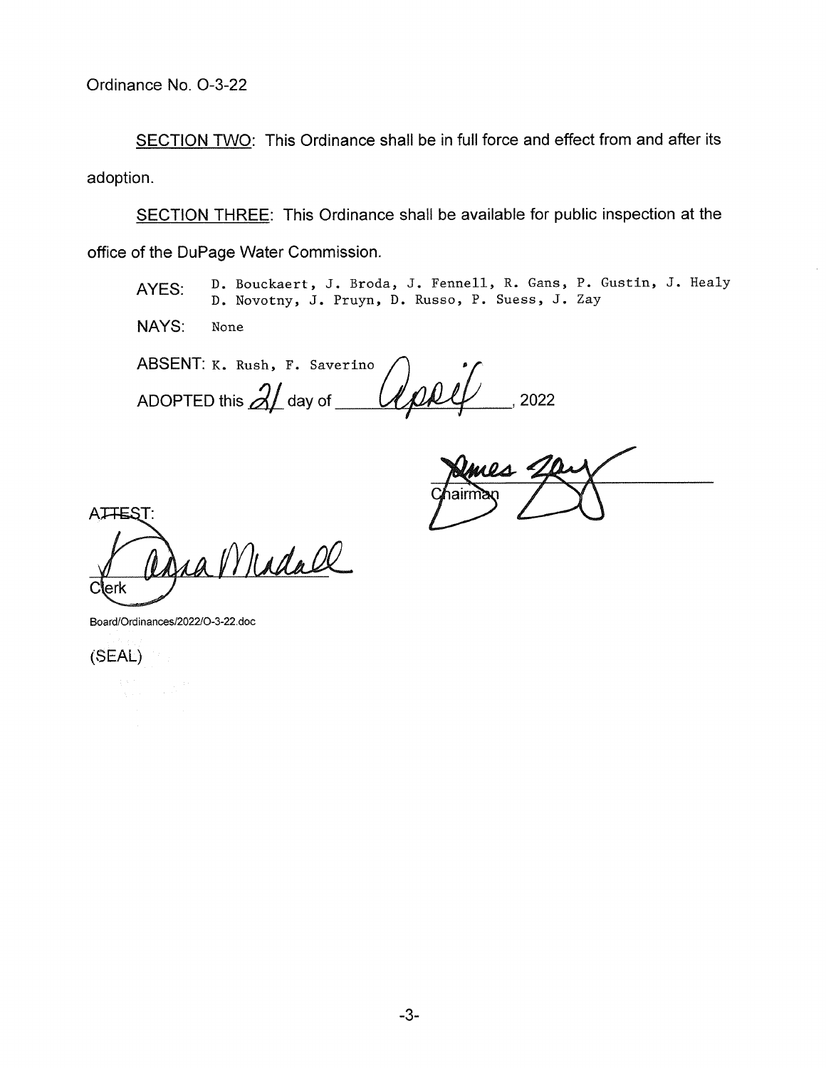Ordinance No. O-3-22

SECTION TWO: This Ordinance shall be in full force and effect from and after its adoption.

SECTION THREE: This Ordinance shall be available for public inspection at the office of the DuPage Water Commission.

AYES: D. Bouckaert, J. Broda, J. Fennell, R. Gans, P. Gustin, J. Healy D. Novotny, J. Pruyn, D. Russo, P. Suess, J. Zay

NAYS: None

ABSENT: K. Rush, F. Saverino

ADOPTED this 21 day of April, 2022

James Zay
Chairman

ATTEST:

Clerk

Board/Ordinances/2022/O-3-22.doc

(SEAL)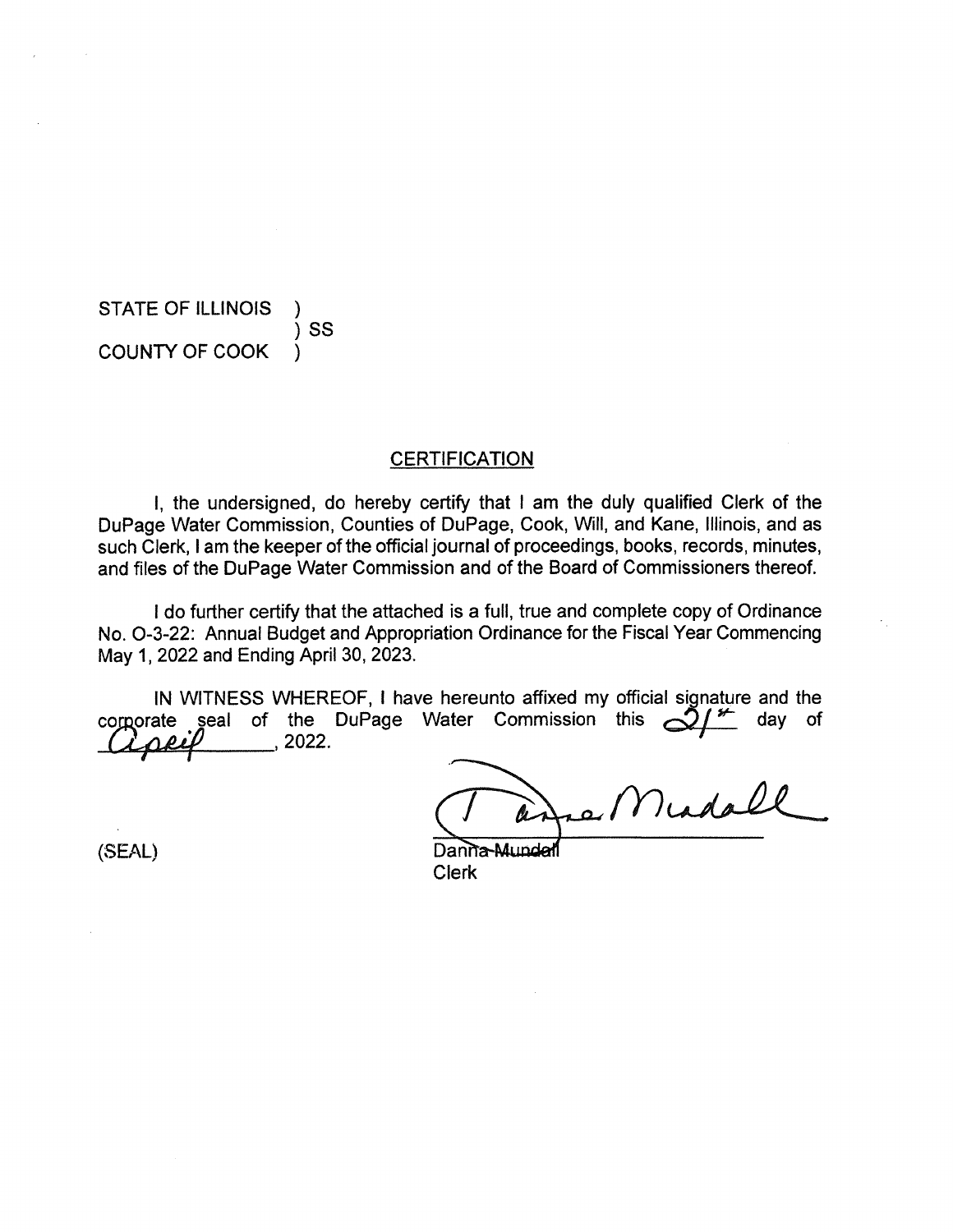STATE OF ILLINOIS )
) SS
COUNTY OF COOK )

## CERTIFICATION

I, the undersigned, do hereby certify that I am the duly qualified Clerk of the DuPage Water Commission, Counties of DuPage, Cook, Will, and Kane, Illinois, and as such Clerk, I am the keeper of the official journal of proceedings, books, records, minutes, and files of the DuPage Water Commission and of the Board of Commissioners thereof.

I do further certify that the attached is a full, true and complete copy of Ordinance No. O-3-22: Annual Budget and Appropriation Ordinance for the Fiscal Year Commencing May 1, 2022 and Ending April 30, 2023.

IN WITNESS WHEREOF, I have hereunto affixed my official signature and the corporate seal of the DuPage Water Commission this 21st day of April, 2022.

(SEAL)

Danna Mundall
Clerk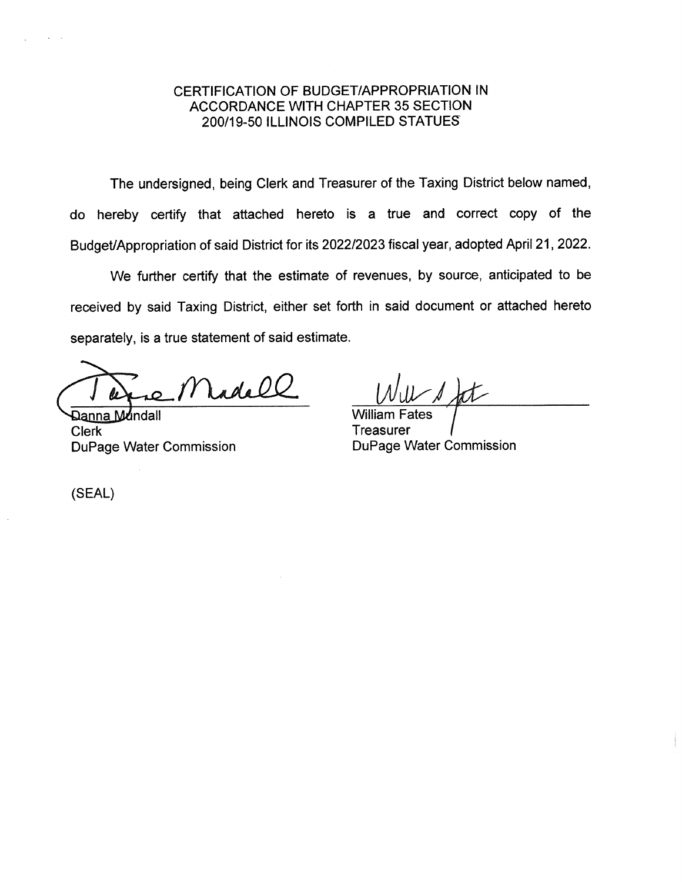## CERTIFICATION OF BUDGET/APPROPRIATION IN ACCORDANCE WITH CHAPTER 35 SECTION 200/19-50 ILLINOIS COMPILED STATUES

The undersigned, being Clerk and Treasurer of the Taxing District below named, do hereby certify that attached hereto is a true and correct copy of the Budget/Appropriation of said District for its 2022/2023 fiscal year, adopted April 21, 2022.

We further certify that the estimate of revenues, by source, anticipated to be received by said Taxing District, either set forth in said document or attached hereto separately, is a true statement of said estimate.

Danna Mundall
Clerk
DuPage Water Commission

William Fates
Treasurer
DuPage Water Commission

(SEAL)